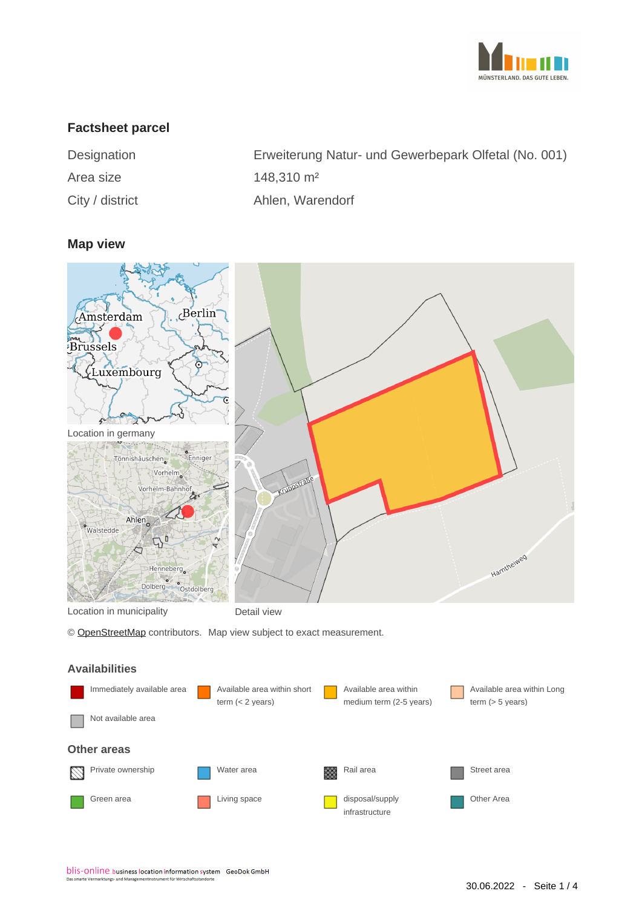## Factsheet parcel

| | |
|---|---|
| Designation | Erweiterung Natur- und Gewerbepark Olfetal (No. 001) |
| Area size | 148,310 m² |
| City / district | Ahlen, Warendorf |

## Map view

Location in germany

Location in municipality

Detail view

© OpenStreetMap contributors. Map view subject to exact measurement.

## Availabilities

- Immediately available area
- Available area within short term (< 2 years)
- Available area within medium term (2-5 years)
- Available area within Long term (> 5 years)
- Not available area

## Other areas

- Private ownership
- Water area
- Rail area
- Street area
- Green area
- Living space
- disposal/supply infrastructure
- Other Area

blis-online business location information system GeoDok GmbH
Das smarte Vermarktungs- und Managementinstrument für Wirtschaftsstandorte

30.06.2022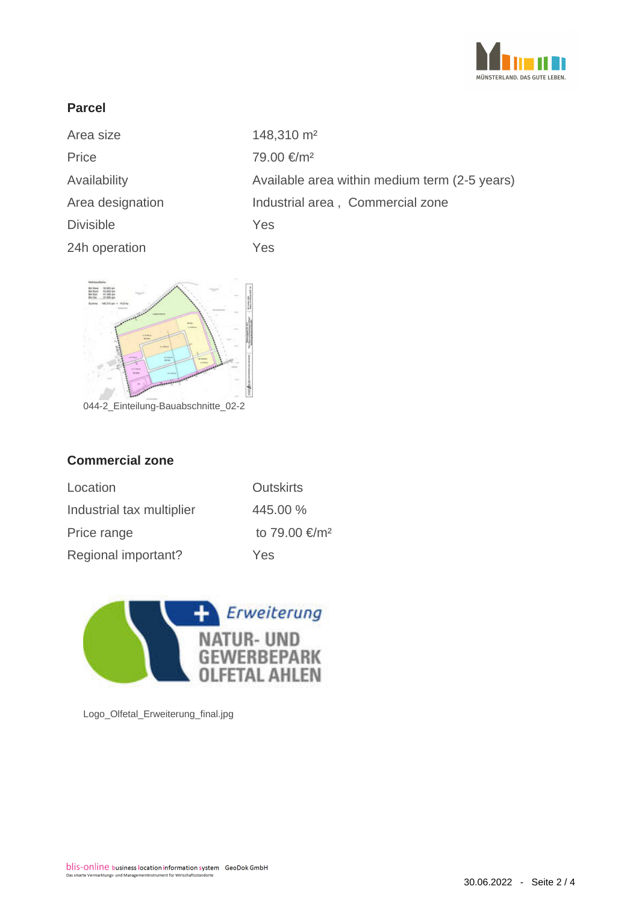## Parcel

| | |
|---|---|
| Area size | 148,310 m² |
| Price | 79.00 €/m² |
| Availability | Available area within medium term (2-5 years) |
| Area designation | Industrial area , Commercial zone |
| Divisible | Yes |
| 24h operation | Yes |

044-2_Einteilung-Bauabschnitte_02-2

## Commercial zone

| | |
|---|---|
| Location | Outskirts |
| Industrial tax multiplier | 445.00 % |
| Price range | to 79.00 €/m² |
| Regional important? | Yes |

Logo_Olfetal_Erweiterung_final.jpg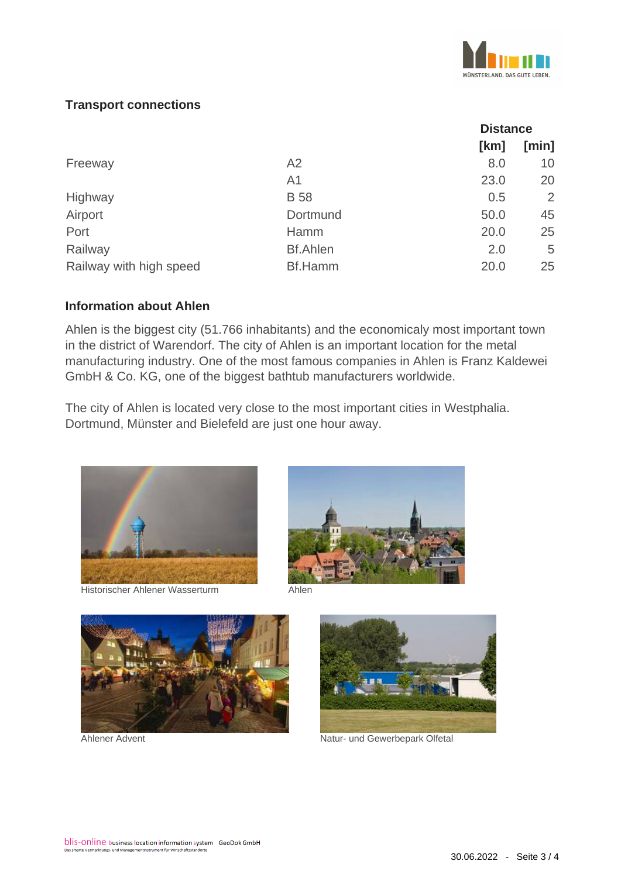## Transport connections

| | | Distance | |
|---|---|---|---|
| | | [km] | [min] |
| Freeway | A2 | 8.0 | 10 |
| | A1 | 23.0 | 20 |
| Highway | B 58 | 0.5 | 2 |
| Airport | Dortmund | 50.0 | 45 |
| Port | Hamm | 20.0 | 25 |
| Railway | Bf.Ahlen | 2.0 | 5 |
| Railway with high speed | Bf.Hamm | 20.0 | 25 |

## Information about Ahlen

Ahlen is the biggest city (51.766 inhabitants) and the economicaly most important town in the district of Warendorf. The city of Ahlen is an important location for the metal manufacturing industry. One of the most famous companies in Ahlen is Franz Kaldewei GmbH & Co. KG, one of the biggest bathtub manufacturers worldwide.

The city of Ahlen is located very close to the most important cities in Westphalia. Dortmund, Münster and Bielefeld are just one hour away.

Historischer Ahlener Wasserturm

Ahlen

Ahlener Advent

Natur- und Gewerbepark Olfetal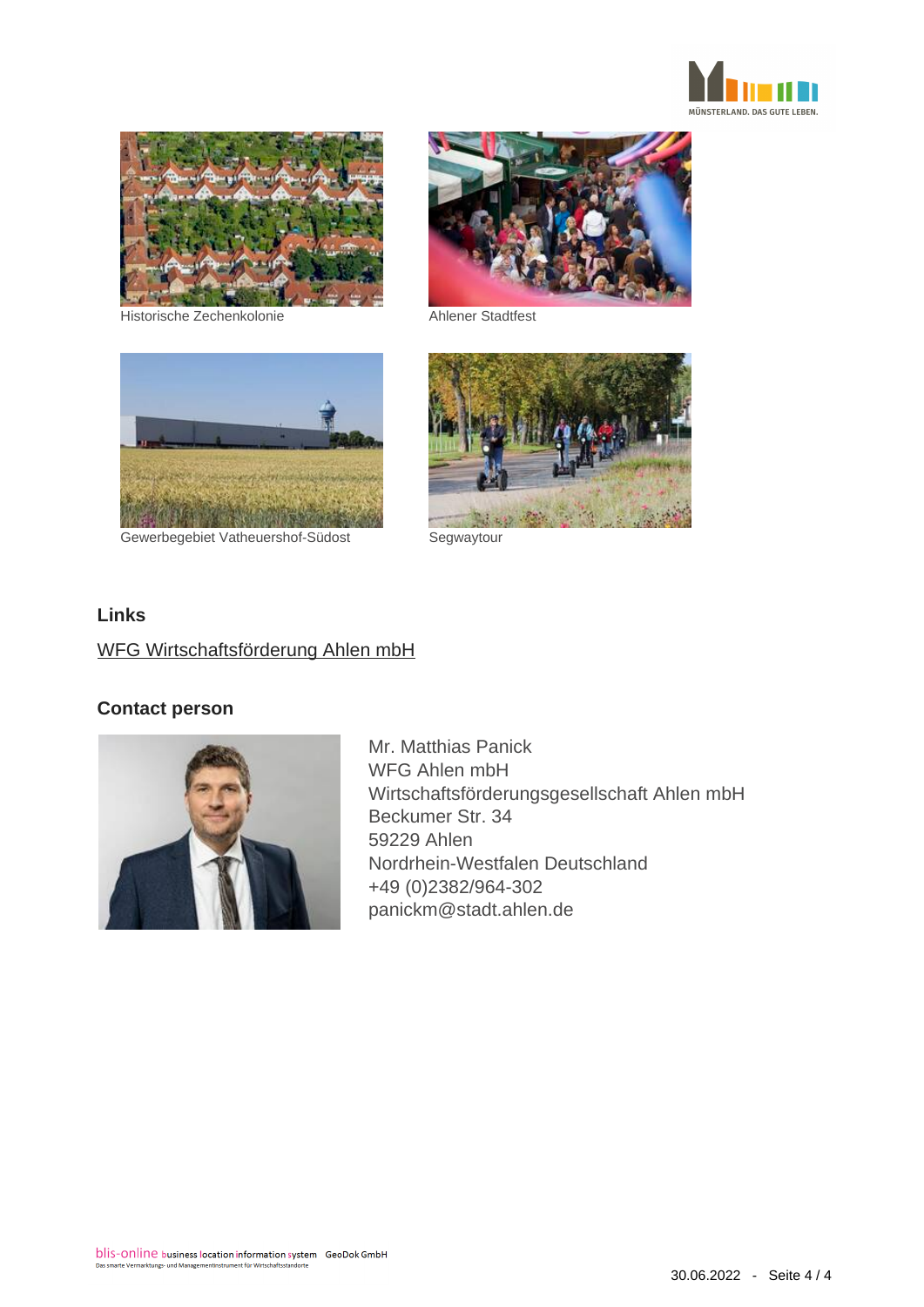Historische Zechenkolonie

Ahlener Stadtfest

Gewerbegebiet Vatheuershof-Südost

Segwaytour

### Links

WFG Wirtschaftsförderung Ahlen mbH

### Contact person

Mr. Matthias Panick
WFG Ahlen mbH
Wirtschaftsförderungsgesellschaft Ahlen mbH
Beckumer Str. 34
59229 Ahlen
Nordrhein-Westfalen Deutschland
+49 (0)2382/964-302
panickm@stadt.ahlen.de